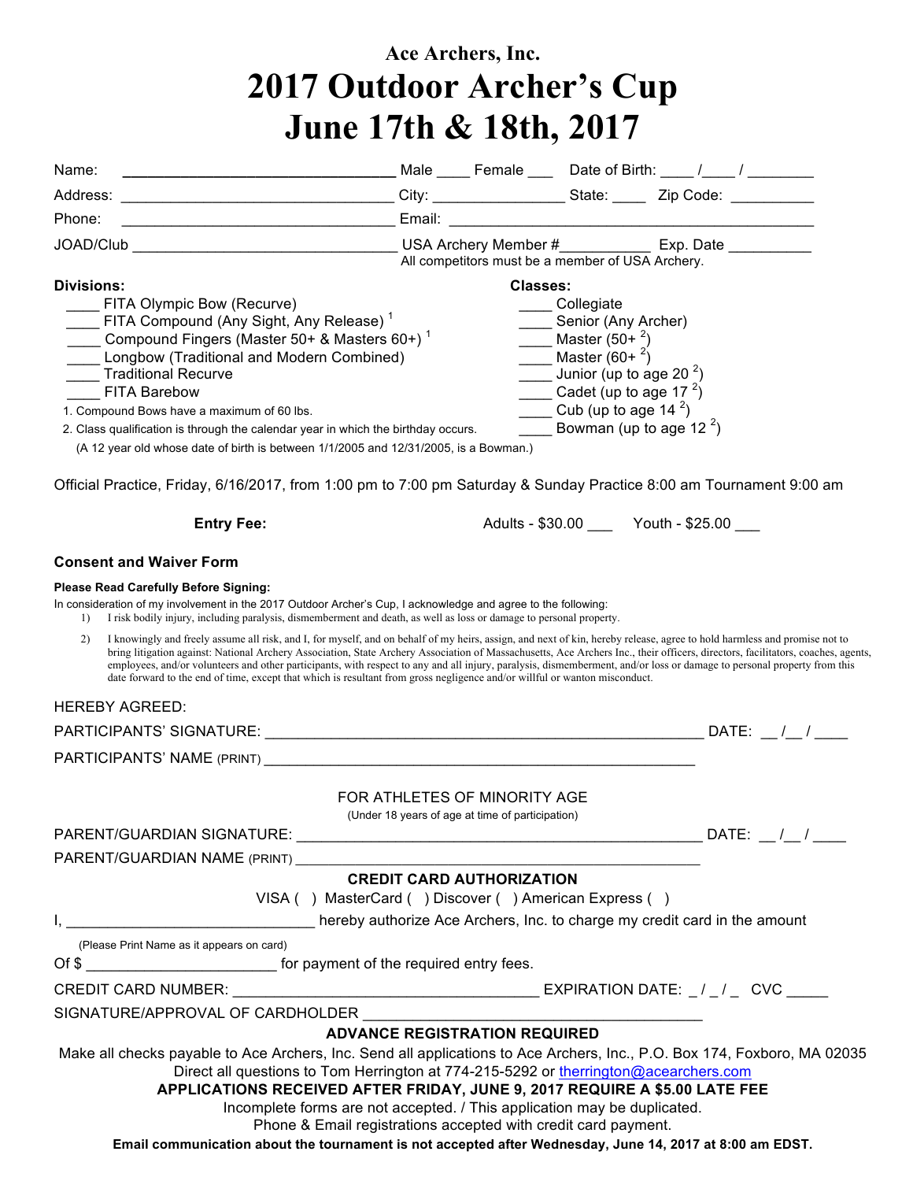# Ace Archers, Inc.

# 2017 Outdoor Archer's Cup

# June 17th & 18th, 2017

Name: ________________________________ Male ____ Female ___ Date of Birth: ____ /____ / ________

Address: ________________________________ City: ________________ State: ____ Zip Code: __________

Phone: ________________________________ Email: ____________________________________________

JOAD/Club ________________________________ USA Archery Member #___________ Exp. Date __________

All competitors must be a member of USA Archery.

**Divisions:**

- ____ FITA Olympic Bow (Recurve)
- ____ FITA Compound (Any Sight, Any Release) [1]
- ____ Compound Fingers (Master 50+ & Masters 60+) [1]
- ____ Longbow (Traditional and Modern Combined)
- ____ Traditional Recurve
- ____ FITA Barebow

1. Compound Bows have a maximum of 60 lbs.
2. Class qualification is through the calendar year in which the birthday occurs.

(A 12 year old whose date of birth is between 1/1/2005 and 12/31/2005, is a Bowman.)

**Classes:**

- ____ Collegiate
- ____ Senior (Any Archer)
- ____ Master (50+ [2])
- ____ Master (60+ [2])
- ____ Junior (up to age 20 [2])
- ____ Cadet (up to age 17 [2])
- ____ Cub (up to age 14 [2])
- ____ Bowman (up to age 12 [2])

Official Practice, Friday, 6/16/2017, from 1:00 pm to 7:00 pm Saturday & Sunday Practice 8:00 am Tournament 9:00 am

**Entry Fee:** Adults - $30.00 ___ Youth - $25.00 ___

### Consent and Waiver Form

**Please Read Carefully Before Signing:**

In consideration of my involvement in the 2017 Outdoor Archer's Cup, I acknowledge and agree to the following:

1) I risk bodily injury, including paralysis, dismemberment and death, as well as loss or damage to personal property.

2) I knowingly and freely assume all risk, and I, for myself, and on behalf of my heirs, assign, and next of kin, hereby release, agree to hold harmless and promise not to bring litigation against: National Archery Association, State Archery Association of Massachusetts, Ace Archers Inc., their officers, directors, facilitators, coaches, agents, employees, and/or volunteers and other participants, with respect to any and all injury, paralysis, dismemberment, and/or loss or damage to personal property from this date forward to the end of time, except that which is resultant from gross negligence and/or willful or wanton misconduct.

HEREBY AGREED:

PARTICIPANTS' SIGNATURE: ________________________________________________ DATE: __ /__ / ____

PARTICIPANTS' NAME (PRINT) ________________________________________________

FOR ATHLETES OF MINORITY AGE

(Under 18 years of age at time of participation)

PARENT/GUARDIAN SIGNATURE: ________________________________________________ DATE: __ /__ / ____

PARENT/GUARDIAN NAME (PRINT) ________________________________________________

**CREDIT CARD AUTHORIZATION**

VISA ( ) MasterCard ( ) Discover ( ) American Express ( )

I, ______________________________ hereby authorize Ace Archers, Inc. to charge my credit card in the amount

(Please Print Name as it appears on card)

Of $ ______________________ for payment of the required entry fees.

CREDIT CARD NUMBER: ____________________________________ EXPIRATION DATE: _ / _ / _ CVC _____

SIGNATURE/APPROVAL OF CARDHOLDER ________________________________________

**ADVANCE REGISTRATION REQUIRED**

Make all checks payable to Ace Archers, Inc. Send all applications to Ace Archers, Inc., P.O. Box 174, Foxboro, MA 02035

Direct all questions to Tom Herrington at 774-215-5292 or therrington@acearchers.com

**APPLICATIONS RECEIVED AFTER FRIDAY, JUNE 9, 2017 REQUIRE A $5.00 LATE FEE**

Incomplete forms are not accepted. / This application may be duplicated.

Phone & Email registrations accepted with credit card payment.

**Email communication about the tournament is not accepted after Wednesday, June 14, 2017 at 8:00 am EDST.**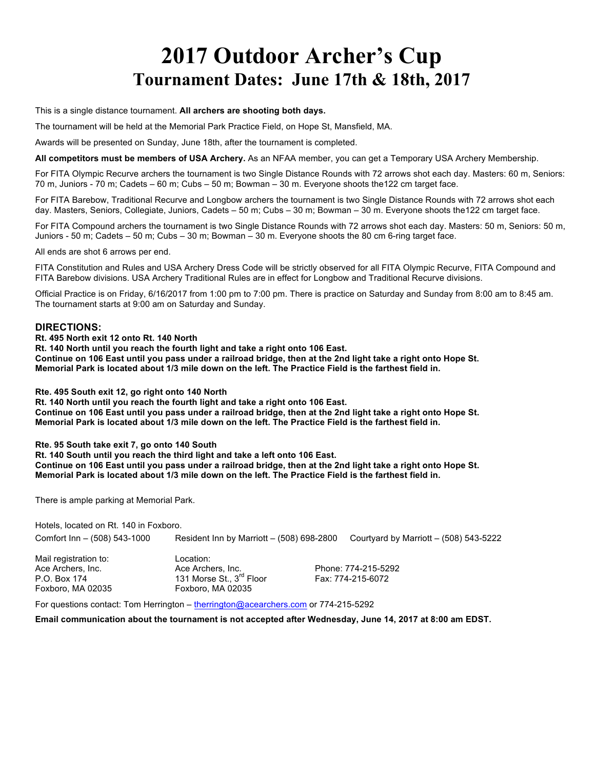# 2017 Outdoor Archer's Cup
## Tournament Dates: June 17th & 18th, 2017

This is a single distance tournament. **All archers are shooting both days.**

The tournament will be held at the Memorial Park Practice Field, on Hope St, Mansfield, MA.

Awards will be presented on Sunday, June 18th, after the tournament is completed.

**All competitors must be members of USA Archery.** As an NFAA member, you can get a Temporary USA Archery Membership.

For FITA Olympic Recurve archers the tournament is two Single Distance Rounds with 72 arrows shot each day. Masters: 60 m, Seniors: 70 m, Juniors - 70 m; Cadets – 60 m; Cubs – 50 m; Bowman – 30 m. Everyone shoots the122 cm target face.

For FITA Barebow, Traditional Recurve and Longbow archers the tournament is two Single Distance Rounds with 72 arrows shot each day. Masters, Seniors, Collegiate, Juniors, Cadets – 50 m; Cubs – 30 m; Bowman – 30 m. Everyone shoots the122 cm target face.

For FITA Compound archers the tournament is two Single Distance Rounds with 72 arrows shot each day. Masters: 50 m, Seniors: 50 m, Juniors - 50 m; Cadets – 50 m; Cubs – 30 m; Bowman – 30 m. Everyone shoots the 80 cm 6-ring target face.

All ends are shot 6 arrows per end.

FITA Constitution and Rules and USA Archery Dress Code will be strictly observed for all FITA Olympic Recurve, FITA Compound and FITA Barebow divisions. USA Archery Traditional Rules are in effect for Longbow and Traditional Recurve divisions.

Official Practice is on Friday, 6/16/2017 from 1:00 pm to 7:00 pm. There is practice on Saturday and Sunday from 8:00 am to 8:45 am. The tournament starts at 9:00 am on Saturday and Sunday.

### DIRECTIONS:

**Rt. 495 North exit 12 onto Rt. 140 North**
**Rt. 140 North until you reach the fourth light and take a right onto 106 East.**
**Continue on 106 East until you pass under a railroad bridge, then at the 2nd light take a right onto Hope St.**
**Memorial Park is located about 1/3 mile down on the left. The Practice Field is the farthest field in.**

**Rte. 495 South exit 12, go right onto 140 North**
**Rt. 140 North until you reach the fourth light and take a right onto 106 East.**
**Continue on 106 East until you pass under a railroad bridge, then at the 2nd light take a right onto Hope St.**
**Memorial Park is located about 1/3 mile down on the left. The Practice Field is the farthest field in.**

**Rte. 95 South take exit 7, go onto 140 South**
**Rt. 140 South until you reach the third light and take a left onto 106 East.**
**Continue on 106 East until you pass under a railroad bridge, then at the 2nd light take a right onto Hope St.**
**Memorial Park is located about 1/3 mile down on the left. The Practice Field is the farthest field in.**

There is ample parking at Memorial Park.

Hotels, located on Rt. 140 in Foxboro.

Comfort Inn – (508) 543-1000     Resident Inn by Marriott – (508) 698-2800     Courtyard by Marriott – (508) 543-5222

| | | |
|---|---|---|
| Mail registration to: | Location: | |
| Ace Archers, Inc. | Ace Archers, Inc. | Phone: 774-215-5292 |
| P.O. Box 174 | 131 Morse St., 3rd Floor | Fax: 774-215-6072 |
| Foxboro, MA 02035 | Foxboro, MA 02035 | |

For questions contact: Tom Herrington – therrington@acearchers.com or 774-215-5292

**Email communication about the tournament is not accepted after Wednesday, June 14, 2017 at 8:00 am EDST.**